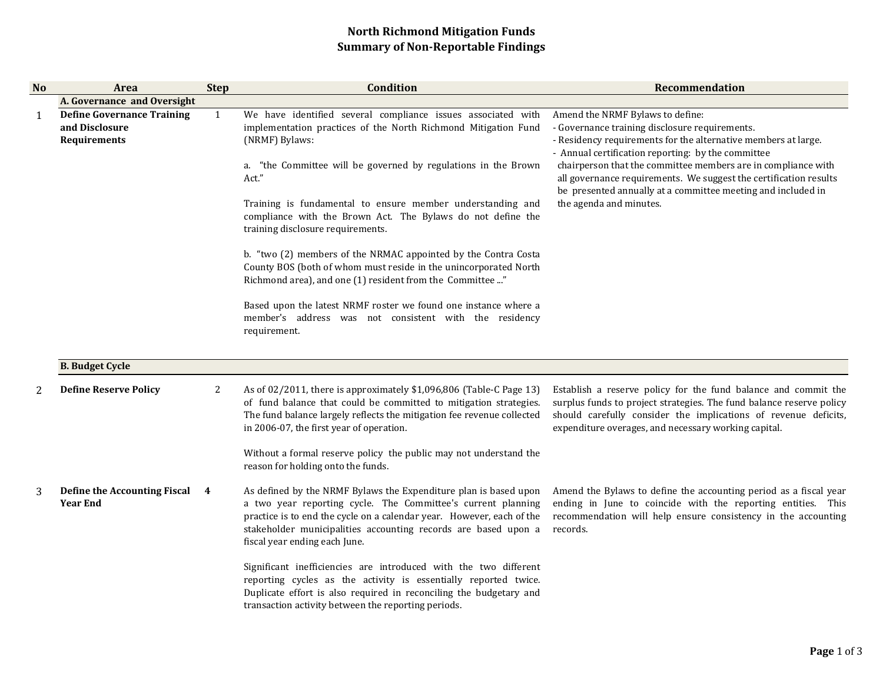# North Richmond Mitigation Funds
## Summary of Non-Reportable Findings

| No | Area | Step | Condition | Recommendation |
|---|---|---|---|---|
| | **A. Governance and Oversight** | | | |
| 1 | **Define Governance Training and Disclosure Requirements** | 1 | We have identified several compliance issues associated with implementation practices of the North Richmond Mitigation Fund (NRMF) Bylaws:<br><br>a. "the Committee will be governed by regulations in the Brown Act."<br><br>Training is fundamental to ensure member understanding and compliance with the Brown Act. The Bylaws do not define the training disclosure requirements.<br><br>b. "two (2) members of the NRMAC appointed by the Contra Costa County BOS (both of whom must reside in the unincorporated North Richmond area), and one (1) resident from the Committee ..."<br><br>Based upon the latest NRMF roster we found one instance where a member's address was not consistent with the residency requirement. | Amend the NRMF Bylaws to define:<br>- Governance training disclosure requirements.<br>- Residency requirements for the alternative members at large.<br>- Annual certification reporting: by the committee chairperson that the committee members are in compliance with all governance requirements. We suggest the certification results be presented annually at a committee meeting and included in the agenda and minutes. |
| | **B. Budget Cycle** | | | |
| 2 | **Define Reserve Policy** | 2 | As of 02/2011, there is approximately $1,096,806 (Table-C Page 13) of fund balance that could be committed to mitigation strategies. The fund balance largely reflects the mitigation fee revenue collected in 2006-07, the first year of operation.<br><br>Without a formal reserve policy the public may not understand the reason for holding onto the funds. | Establish a reserve policy for the fund balance and commit the surplus funds to project strategies. The fund balance reserve policy should carefully consider the implications of revenue deficits, expenditure overages, and necessary working capital. |
| 3 | **Define the Accounting Fiscal Year End** | **4** | As defined by the NRMF Bylaws the Expenditure plan is based upon a two year reporting cycle. The Committee's current planning practice is to end the cycle on a calendar year. However, each of the stakeholder municipalities accounting records are based upon a fiscal year ending each June.<br><br>Significant inefficiencies are introduced with the two different reporting cycles as the activity is essentially reported twice. Duplicate effort is also required in reconciling the budgetary and transaction activity between the reporting periods. | Amend the Bylaws to define the accounting period as a fiscal year ending in June to coincide with the reporting entities. This recommendation will help ensure consistency in the accounting records. |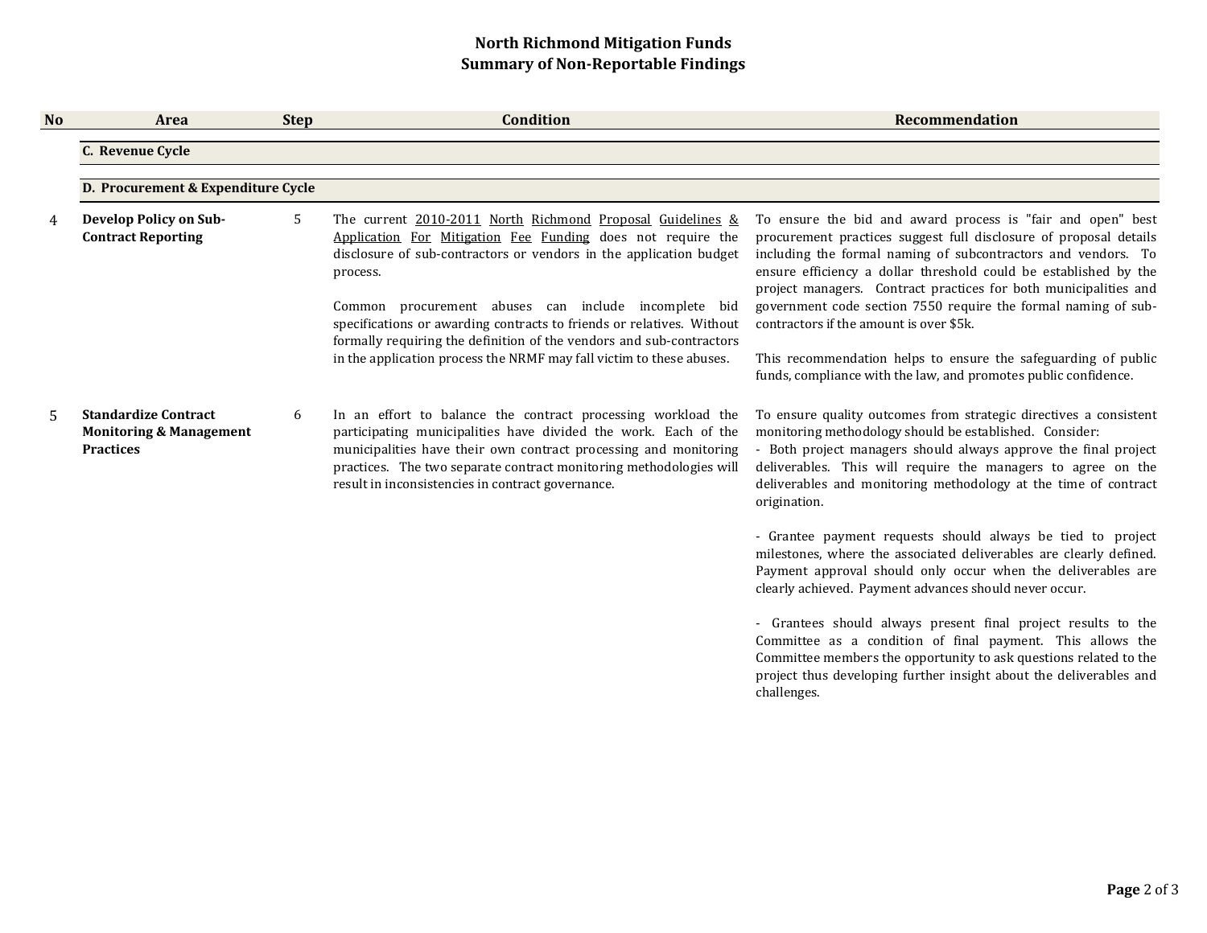# North Richmond Mitigation Funds
## Summary of Non-Reportable Findings

| No | Area | Step | Condition | Recommendation |
|---|---|---|---|---|
| | **C. Revenue Cycle** | | | |
| | **D. Procurement & Expenditure Cycle** | | | |
| 4 | **Develop Policy on Sub-Contract Reporting** | 5 | The current 2010-2011 North Richmond Proposal Guidelines & Application For Mitigation Fee Funding does not require the disclosure of sub-contractors or vendors in the application budget process.<br><br>Common procurement abuses can include incomplete bid specifications or awarding contracts to friends or relatives. Without formally requiring the definition of the vendors and sub-contractors in the application process the NRMF may fall victim to these abuses. | To ensure the bid and award process is "fair and open" best procurement practices suggest full disclosure of proposal details including the formal naming of subcontractors and vendors. To ensure efficiency a dollar threshold could be established by the project managers. Contract practices for both municipalities and government code section 7550 require the formal naming of sub-contractors if the amount is over $5k.<br><br>This recommendation helps to ensure the safeguarding of public funds, compliance with the law, and promotes public confidence. |
| 5 | **Standardize Contract Monitoring & Management Practices** | 6 | In an effort to balance the contract processing workload the participating municipalities have divided the work. Each of the municipalities have their own contract processing and monitoring practices. The two separate contract monitoring methodologies will result in inconsistencies in contract governance. | To ensure quality outcomes from strategic directives a consistent monitoring methodology should be established. Consider:<br>- Both project managers should always approve the final project deliverables. This will require the managers to agree on the deliverables and monitoring methodology at the time of contract origination.<br><br>- Grantee payment requests should always be tied to project milestones, where the associated deliverables are clearly defined. Payment approval should only occur when the deliverables are clearly achieved. Payment advances should never occur.<br><br>- Grantees should always present final project results to the Committee as a condition of final payment. This allows the Committee members the opportunity to ask questions related to the project thus developing further insight about the deliverables and challenges. |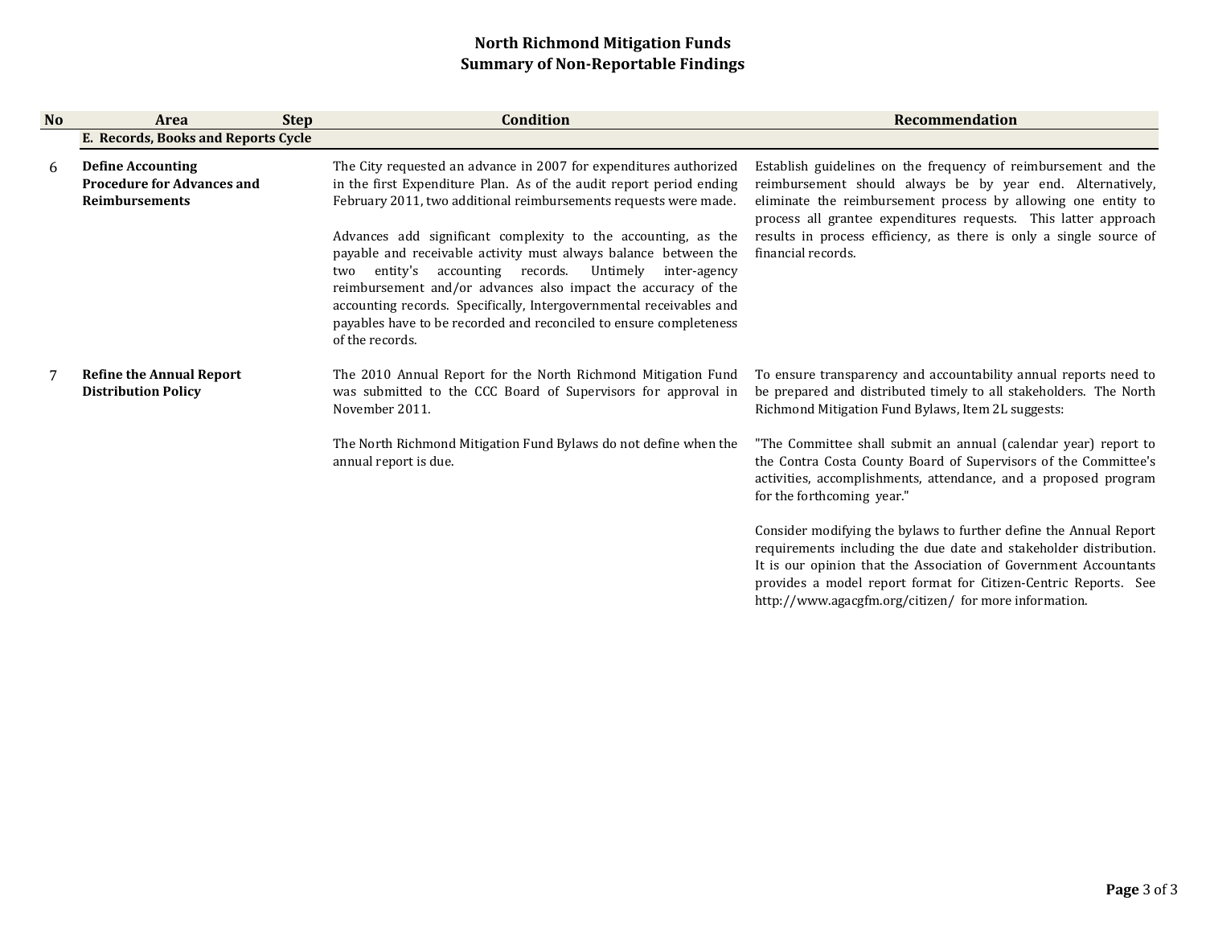# North Richmond Mitigation Funds
## Summary of Non-Reportable Findings

| No | Area | Step | Condition | Recommendation |
|---|---|---|---|---|
| | **E. Records, Books and Reports Cycle** | | | |
| 6 | **Define Accounting Procedure for Advances and Reimbursements** | | The City requested an advance in 2007 for expenditures authorized in the first Expenditure Plan. As of the audit report period ending February 2011, two additional reimbursements requests were made.<br><br>Advances add significant complexity to the accounting, as the payable and receivable activity must always balance between the two entity's accounting records. Untimely inter-agency reimbursement and/or advances also impact the accuracy of the accounting records. Specifically, Intergovernmental receivables and payables have to be recorded and reconciled to ensure completeness of the records. | Establish guidelines on the frequency of reimbursement and the reimbursement should always be by year end. Alternatively, eliminate the reimbursement process by allowing one entity to process all grantee expenditures requests. This latter approach results in process efficiency, as there is only a single source of financial records. |
| 7 | **Refine the Annual Report Distribution Policy** | | The 2010 Annual Report for the North Richmond Mitigation Fund was submitted to the CCC Board of Supervisors for approval in November 2011.<br><br>The North Richmond Mitigation Fund Bylaws do not define when the annual report is due. | To ensure transparency and accountability annual reports need to be prepared and distributed timely to all stakeholders. The North Richmond Mitigation Fund Bylaws, Item 2L suggests:<br><br>"The Committee shall submit an annual (calendar year) report to the Contra Costa County Board of Supervisors of the Committee's activities, accomplishments, attendance, and a proposed program for the forthcoming year."<br><br>Consider modifying the bylaws to further define the Annual Report requirements including the due date and stakeholder distribution. It is our opinion that the Association of Government Accountants provides a model report format for Citizen-Centric Reports. See http://www.agacgfm.org/citizen/ for more information. |